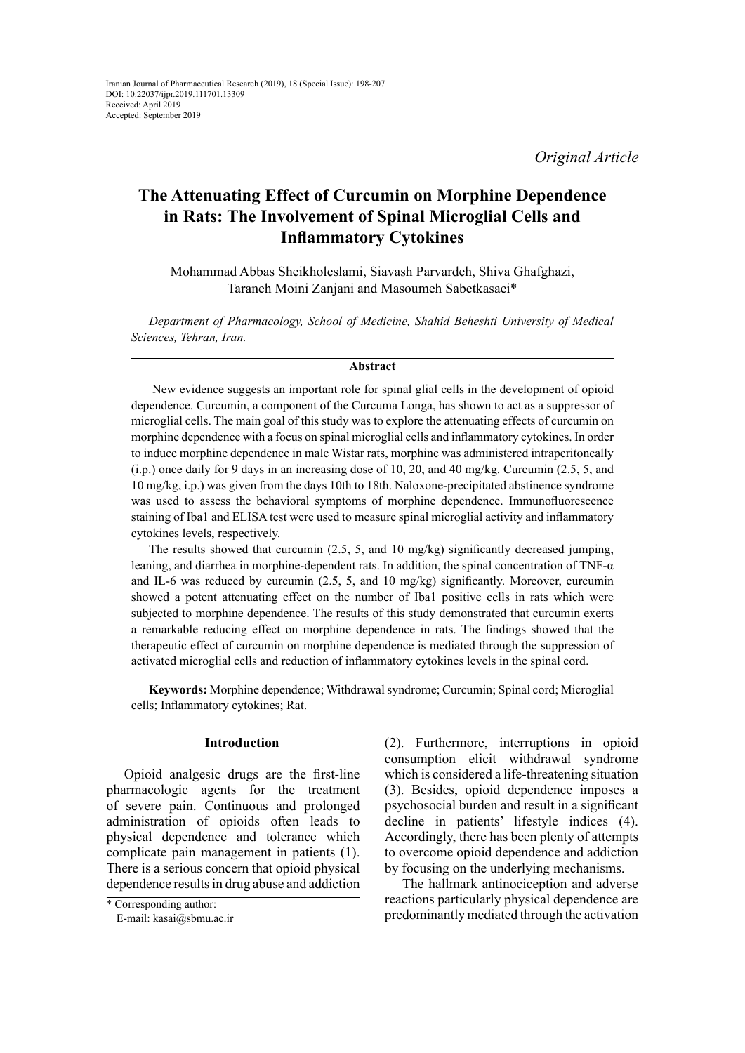Iranian Journal of Pharmaceutical Research (2019), 18 (Special Issue): 198-207
DOI: 10.22037/ijpr.2019.111701.13309
Received: April 2019
Accepted: September 2019

*Original Article*

# The Attenuating Effect of Curcumin on Morphine Dependence in Rats: The Involvement of Spinal Microglial Cells and Inflammatory Cytokines

Mohammad Abbas Sheikholeslami, Siavash Parvardeh, Shiva Ghafghazi, Taraneh Moini Zanjani and Masoumeh Sabetkasaei*

*Department of Pharmacology, School of Medicine, Shahid Beheshti University of Medical Sciences, Tehran, Iran.*

## Abstract

New evidence suggests an important role for spinal glial cells in the development of opioid dependence. Curcumin, a component of the Curcuma Longa, has shown to act as a suppressor of microglial cells. The main goal of this study was to explore the attenuating effects of curcumin on morphine dependence with a focus on spinal microglial cells and inflammatory cytokines. In order to induce morphine dependence in male Wistar rats, morphine was administered intraperitoneally (i.p.) once daily for 9 days in an increasing dose of 10, 20, and 40 mg/kg. Curcumin (2.5, 5, and 10 mg/kg, i.p.) was given from the days 10th to 18th. Naloxone-precipitated abstinence syndrome was used to assess the behavioral symptoms of morphine dependence. Immunofluorescence staining of Iba1 and ELISA test were used to measure spinal microglial activity and inflammatory cytokines levels, respectively.

The results showed that curcumin (2.5, 5, and 10 mg/kg) significantly decreased jumping, leaning, and diarrhea in morphine-dependent rats. In addition, the spinal concentration of TNF-α and IL-6 was reduced by curcumin (2.5, 5, and 10 mg/kg) significantly. Moreover, curcumin showed a potent attenuating effect on the number of Iba1 positive cells in rats which were subjected to morphine dependence. The results of this study demonstrated that curcumin exerts a remarkable reducing effect on morphine dependence in rats. The findings showed that the therapeutic effect of curcumin on morphine dependence is mediated through the suppression of activated microglial cells and reduction of inflammatory cytokines levels in the spinal cord.

**Keywords:** Morphine dependence; Withdrawal syndrome; Curcumin; Spinal cord; Microglial cells; Inflammatory cytokines; Rat.

## Introduction

Opioid analgesic drugs are the first-line pharmacologic agents for the treatment of severe pain. Continuous and prolonged administration of opioids often leads to physical dependence and tolerance which complicate pain management in patients (1). There is a serious concern that opioid physical dependence results in drug abuse and addiction (2). Furthermore, interruptions in opioid consumption elicit withdrawal syndrome which is considered a life-threatening situation (3). Besides, opioid dependence imposes a psychosocial burden and result in a significant decline in patients' lifestyle indices (4). Accordingly, there has been plenty of attempts to overcome opioid dependence and addiction by focusing on the underlying mechanisms.

The hallmark antinociception and adverse reactions particularly physical dependence are predominantly mediated through the activation

\* Corresponding author:
E-mail: kasai@sbmu.ac.ir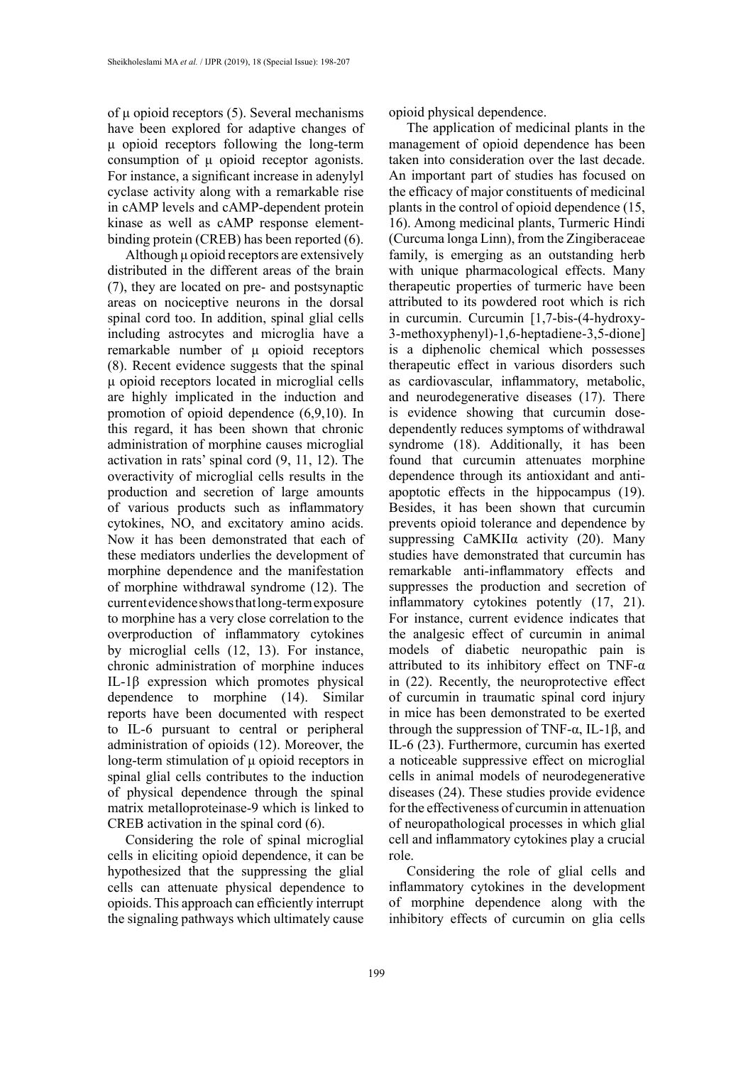of μ opioid receptors (5). Several mechanisms have been explored for adaptive changes of μ opioid receptors following the long-term consumption of μ opioid receptor agonists. For instance, a significant increase in adenylyl cyclase activity along with a remarkable rise in cAMP levels and cAMP-dependent protein kinase as well as cAMP response element-binding protein (CREB) has been reported (6).

Although μ opioid receptors are extensively distributed in the different areas of the brain (7), they are located on pre- and postsynaptic areas on nociceptive neurons in the dorsal spinal cord too. In addition, spinal glial cells including astrocytes and microglia have a remarkable number of μ opioid receptors (8). Recent evidence suggests that the spinal μ opioid receptors located in microglial cells are highly implicated in the induction and promotion of opioid dependence (6,9,10). In this regard, it has been shown that chronic administration of morphine causes microglial activation in rats' spinal cord (9, 11, 12). The overactivity of microglial cells results in the production and secretion of large amounts of various products such as inflammatory cytokines, NO, and excitatory amino acids. Now it has been demonstrated that each of these mediators underlies the development of morphine dependence and the manifestation of morphine withdrawal syndrome (12). The current evidence shows that long-term exposure to morphine has a very close correlation to the overproduction of inflammatory cytokines by microglial cells (12, 13). For instance, chronic administration of morphine induces IL-1β expression which promotes physical dependence to morphine (14). Similar reports have been documented with respect to IL-6 pursuant to central or peripheral administration of opioids (12). Moreover, the long-term stimulation of μ opioid receptors in spinal glial cells contributes to the induction of physical dependence through the spinal matrix metalloproteinase-9 which is linked to CREB activation in the spinal cord (6).

Considering the role of spinal microglial cells in eliciting opioid dependence, it can be hypothesized that the suppressing the glial cells can attenuate physical dependence to opioids. This approach can efficiently interrupt the signaling pathways which ultimately cause opioid physical dependence.

The application of medicinal plants in the management of opioid dependence has been taken into consideration over the last decade. An important part of studies has focused on the efficacy of major constituents of medicinal plants in the control of opioid dependence (15, 16). Among medicinal plants, Turmeric Hindi (Curcuma longa Linn), from the Zingiberaceae family, is emerging as an outstanding herb with unique pharmacological effects. Many therapeutic properties of turmeric have been attributed to its powdered root which is rich in curcumin. Curcumin [1,7-bis-(4-hydroxy-3-methoxyphenyl)-1,6-heptadiene-3,5-dione] is a diphenolic chemical which possesses therapeutic effect in various disorders such as cardiovascular, inflammatory, metabolic, and neurodegenerative diseases (17). There is evidence showing that curcumin dose-dependently reduces symptoms of withdrawal syndrome (18). Additionally, it has been found that curcumin attenuates morphine dependence through its antioxidant and anti-apoptotic effects in the hippocampus (19). Besides, it has been shown that curcumin prevents opioid tolerance and dependence by suppressing CaMKIIα activity (20). Many studies have demonstrated that curcumin has remarkable anti-inflammatory effects and suppresses the production and secretion of inflammatory cytokines potently (17, 21). For instance, current evidence indicates that the analgesic effect of curcumin in animal models of diabetic neuropathic pain is attributed to its inhibitory effect on TNF-α in (22). Recently, the neuroprotective effect of curcumin in traumatic spinal cord injury in mice has been demonstrated to be exerted through the suppression of TNF-α, IL-1β, and IL-6 (23). Furthermore, curcumin has exerted a noticeable suppressive effect on microglial cells in animal models of neurodegenerative diseases (24). These studies provide evidence for the effectiveness of curcumin in attenuation of neuropathological processes in which glial cell and inflammatory cytokines play a crucial role.

Considering the role of glial cells and inflammatory cytokines in the development of morphine dependence along with the inhibitory effects of curcumin on glia cells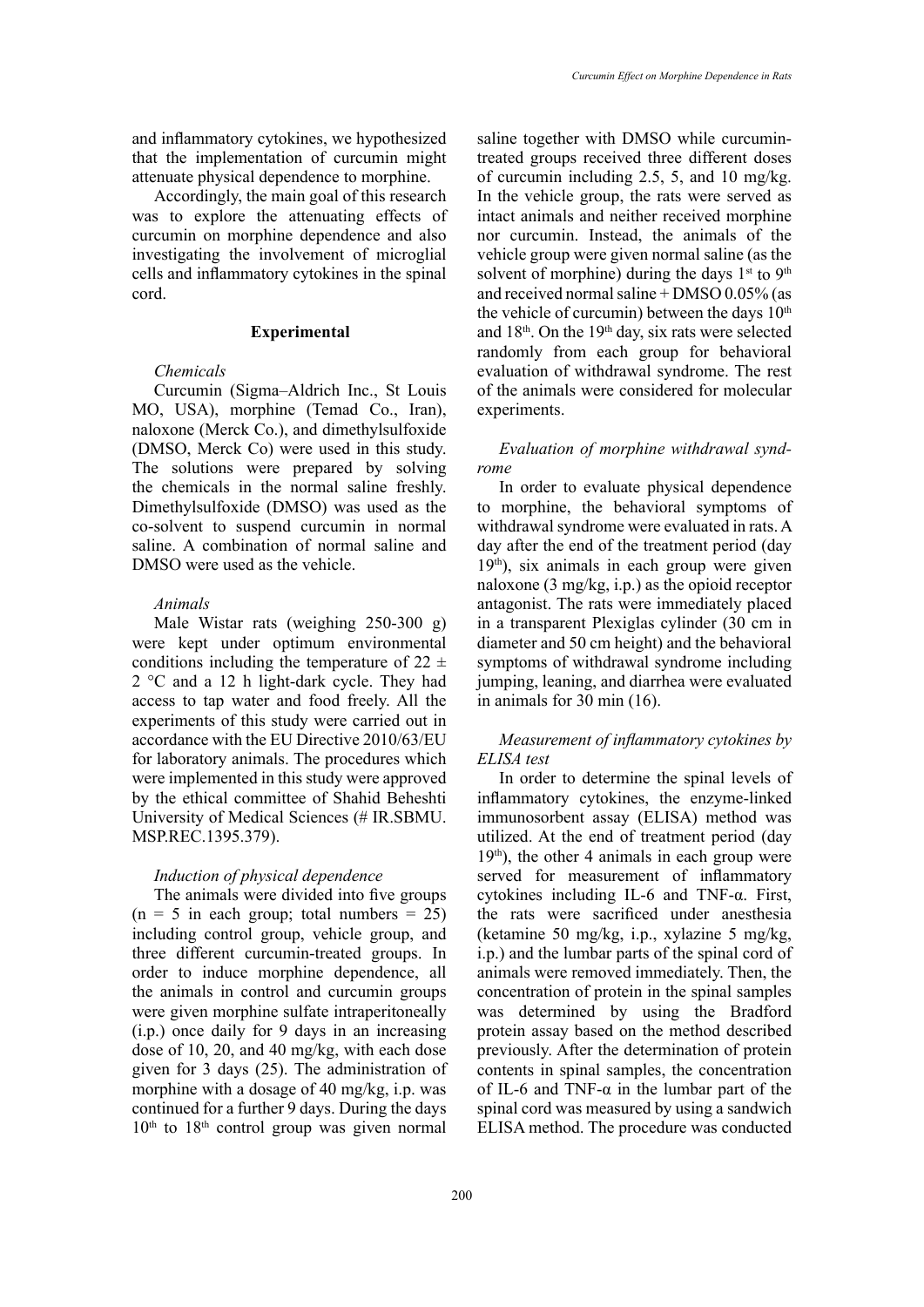and inflammatory cytokines, we hypothesized that the implementation of curcumin might attenuate physical dependence to morphine.

Accordingly, the main goal of this research was to explore the attenuating effects of curcumin on morphine dependence and also investigating the involvement of microglial cells and inflammatory cytokines in the spinal cord.

## Experimental

### *Chemicals*

Curcumin (Sigma–Aldrich Inc., St Louis MO, USA), morphine (Temad Co., Iran), naloxone (Merck Co.), and dimethylsulfoxide (DMSO, Merck Co) were used in this study. The solutions were prepared by solving the chemicals in the normal saline freshly. Dimethylsulfoxide (DMSO) was used as the co-solvent to suspend curcumin in normal saline. A combination of normal saline and DMSO were used as the vehicle.

### *Animals*

Male Wistar rats (weighing 250-300 g) were kept under optimum environmental conditions including the temperature of 22 ± 2 °C and a 12 h light-dark cycle. They had access to tap water and food freely. All the experiments of this study were carried out in accordance with the EU Directive 2010/63/EU for laboratory animals. The procedures which were implemented in this study were approved by the ethical committee of Shahid Beheshti University of Medical Sciences (# IR.SBMU.MSP.REC.1395.379).

### *Induction of physical dependence*

The animals were divided into five groups (n = 5 in each group; total numbers = 25) including control group, vehicle group, and three different curcumin-treated groups. In order to induce morphine dependence, all the animals in control and curcumin groups were given morphine sulfate intraperitoneally (i.p.) once daily for 9 days in an increasing dose of 10, 20, and 40 mg/kg, with each dose given for 3 days (25). The administration of morphine with a dosage of 40 mg/kg, i.p. was continued for a further 9 days. During the days 10th to 18th control group was given normal saline together with DMSO while curcumin-treated groups received three different doses of curcumin including 2.5, 5, and 10 mg/kg. In the vehicle group, the rats were served as intact animals and neither received morphine nor curcumin. Instead, the animals of the vehicle group were given normal saline (as the solvent of morphine) during the days 1st to 9th and received normal saline + DMSO 0.05% (as the vehicle of curcumin) between the days 10th and 18th. On the 19th day, six rats were selected randomly from each group for behavioral evaluation of withdrawal syndrome. The rest of the animals were considered for molecular experiments.

### *Evaluation of morphine withdrawal syndrome*

In order to evaluate physical dependence to morphine, the behavioral symptoms of withdrawal syndrome were evaluated in rats. A day after the end of the treatment period (day 19th), six animals in each group were given naloxone (3 mg/kg, i.p.) as the opioid receptor antagonist. The rats were immediately placed in a transparent Plexiglas cylinder (30 cm in diameter and 50 cm height) and the behavioral symptoms of withdrawal syndrome including jumping, leaning, and diarrhea were evaluated in animals for 30 min (16).

### *Measurement of inflammatory cytokines by ELISA test*

In order to determine the spinal levels of inflammatory cytokines, the enzyme-linked immunosorbent assay (ELISA) method was utilized. At the end of treatment period (day 19th), the other 4 animals in each group were served for measurement of inflammatory cytokines including IL-6 and TNF-α. First, the rats were sacrificed under anesthesia (ketamine 50 mg/kg, i.p., xylazine 5 mg/kg, i.p.) and the lumbar parts of the spinal cord of animals were removed immediately. Then, the concentration of protein in the spinal samples was determined by using the Bradford protein assay based on the method described previously. After the determination of protein contents in spinal samples, the concentration of IL-6 and TNF-α in the lumbar part of the spinal cord was measured by using a sandwich ELISA method. The procedure was conducted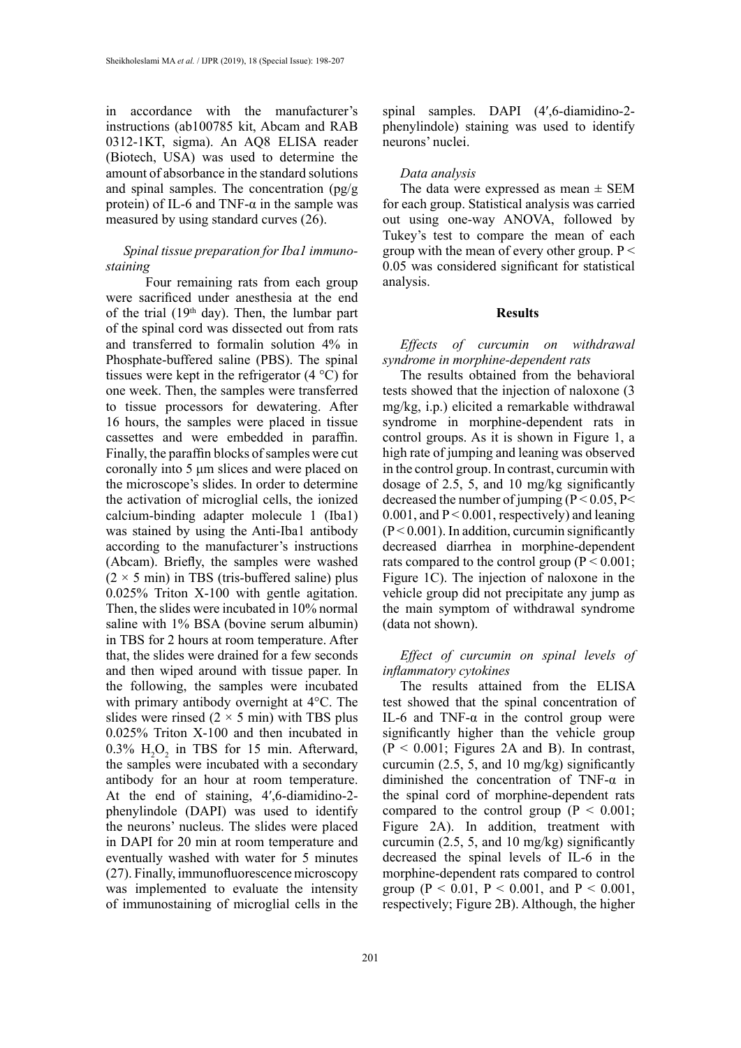in accordance with the manufacturer's instructions (ab100785 kit, Abcam and RAB 0312-1KT, sigma). An AQ8 ELISA reader (Biotech, USA) was used to determine the amount of absorbance in the standard solutions and spinal samples. The concentration (pg/g protein) of IL-6 and TNF-α in the sample was measured by using standard curves (26).

*Spinal tissue preparation for Iba1 immunostaining*

Four remaining rats from each group were sacrificed under anesthesia at the end of the trial (19th day). Then, the lumbar part of the spinal cord was dissected out from rats and transferred to formalin solution 4% in Phosphate-buffered saline (PBS). The spinal tissues were kept in the refrigerator (4 °C) for one week. Then, the samples were transferred to tissue processors for dewatering. After 16 hours, the samples were placed in tissue cassettes and were embedded in paraffin. Finally, the paraffin blocks of samples were cut coronally into 5 µm slices and were placed on the microscope's slides. In order to determine the activation of microglial cells, the ionized calcium-binding adapter molecule 1 (Iba1) was stained by using the Anti-Iba1 antibody according to the manufacturer's instructions (Abcam). Briefly, the samples were washed (2 × 5 min) in TBS (tris-buffered saline) plus 0.025% Triton X-100 with gentle agitation. Then, the slides were incubated in 10% normal saline with 1% BSA (bovine serum albumin) in TBS for 2 hours at room temperature. After that, the slides were drained for a few seconds and then wiped around with tissue paper. In the following, the samples were incubated with primary antibody overnight at 4°C. The slides were rinsed (2 × 5 min) with TBS plus 0.025% Triton X-100 and then incubated in 0.3% $H_2O_2$ in TBS for 15 min. Afterward, the samples were incubated with a secondary antibody for an hour at room temperature. At the end of staining, 4′,6-diamidino-2-phenylindole (DAPI) was used to identify the neurons' nucleus. The slides were placed in DAPI for 20 min at room temperature and eventually washed with water for 5 minutes (27). Finally, immunofluorescence microscopy was implemented to evaluate the intensity of immunostaining of microglial cells in the spinal samples. DAPI (4′,6-diamidino-2-phenylindole) staining was used to identify neurons' nuclei.

*Data analysis*

The data were expressed as mean ± SEM for each group. Statistical analysis was carried out using one-way ANOVA, followed by Tukey's test to compare the mean of each group with the mean of every other group. $P < 0.05$ was considered significant for statistical analysis.

## Results

*Effects of curcumin on withdrawal syndrome in morphine-dependent rats*

The results obtained from the behavioral tests showed that the injection of naloxone (3 mg/kg, i.p.) elicited a remarkable withdrawal syndrome in morphine-dependent rats in control groups. As it is shown in Figure 1, a high rate of jumping and leaning was observed in the control group. In contrast, curcumin with dosage of 2.5, 5, and 10 mg/kg significantly decreased the number of jumping ($P < 0.05$, $P < 0.001$, and $P < 0.001$, respectively) and leaning ($P < 0.001$). In addition, curcumin significantly decreased diarrhea in morphine-dependent rats compared to the control group ($P < 0.001$; Figure 1C). The injection of naloxone in the vehicle group did not precipitate any jump as the main symptom of withdrawal syndrome (data not shown).

*Effect of curcumin on spinal levels of inflammatory cytokines*

The results attained from the ELISA test showed that the spinal concentration of IL-6 and TNF-α in the control group were significantly higher than the vehicle group ($P < 0.001$; Figures 2A and B). In contrast, curcumin (2.5, 5, and 10 mg/kg) significantly diminished the concentration of TNF-α in the spinal cord of morphine-dependent rats compared to the control group ($P < 0.001$; Figure 2A). In addition, treatment with curcumin (2.5, 5, and 10 mg/kg) significantly decreased the spinal levels of IL-6 in the morphine-dependent rats compared to control group ($P < 0.01$, $P < 0.001$, and $P < 0.001$, respectively; Figure 2B). Although, the higher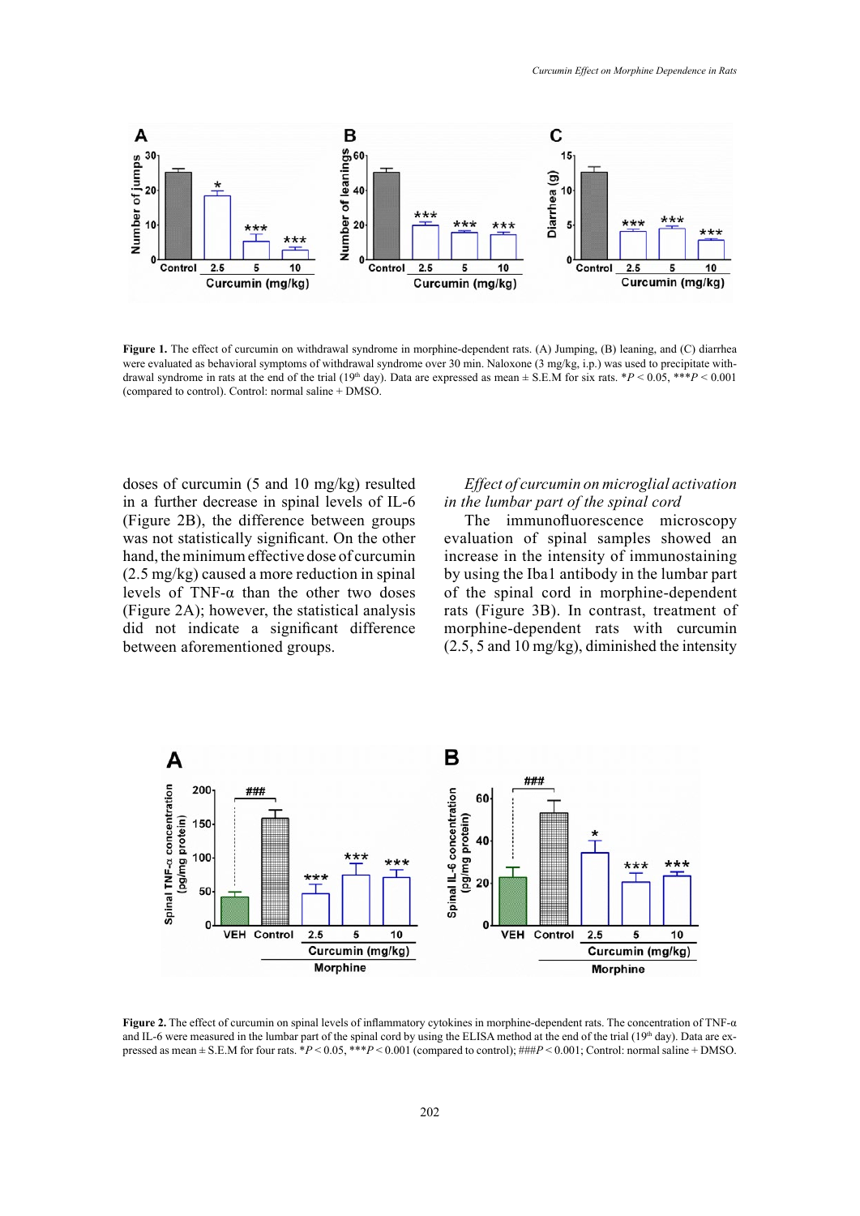**Figure 1.** The effect of curcumin on withdrawal syndrome in morphine-dependent rats. (A) Jumping, (B) leaning, and (C) diarrhea were evaluated as behavioral symptoms of withdrawal syndrome over 30 min. Naloxone (3 mg/kg, i.p.) was used to precipitate withdrawal syndrome in rats at the end of the trial (19th day). Data are expressed as mean ± S.E.M for six rats. \*$P < 0.05$, \*\*\*$P < 0.001$ (compared to control). Control: normal saline + DMSO.

doses of curcumin (5 and 10 mg/kg) resulted in a further decrease in spinal levels of IL-6 (Figure 2B), the difference between groups was not statistically significant. On the other hand, the minimum effective dose of curcumin (2.5 mg/kg) caused a more reduction in spinal levels of TNF-α than the other two doses (Figure 2A); however, the statistical analysis did not indicate a significant difference between aforementioned groups.

*Effect of curcumin on microglial activation in the lumbar part of the spinal cord*

The immunofluorescence microscopy evaluation of spinal samples showed an increase in the intensity of immunostaining by using the Iba1 antibody in the lumbar part of the spinal cord in morphine-dependent rats (Figure 3B). In contrast, treatment of morphine-dependent rats with curcumin (2.5, 5 and 10 mg/kg), diminished the intensity

**Figure 2.** The effect of curcumin on spinal levels of inflammatory cytokines in morphine-dependent rats. The concentration of TNF-α and IL-6 were measured in the lumbar part of the spinal cord by using the ELISA method at the end of the trial (19th day). Data are expressed as mean ± S.E.M for four rats. \*$P < 0.05$, \*\*\*$P < 0.001$ (compared to control); ###$P < 0.001$; Control: normal saline + DMSO.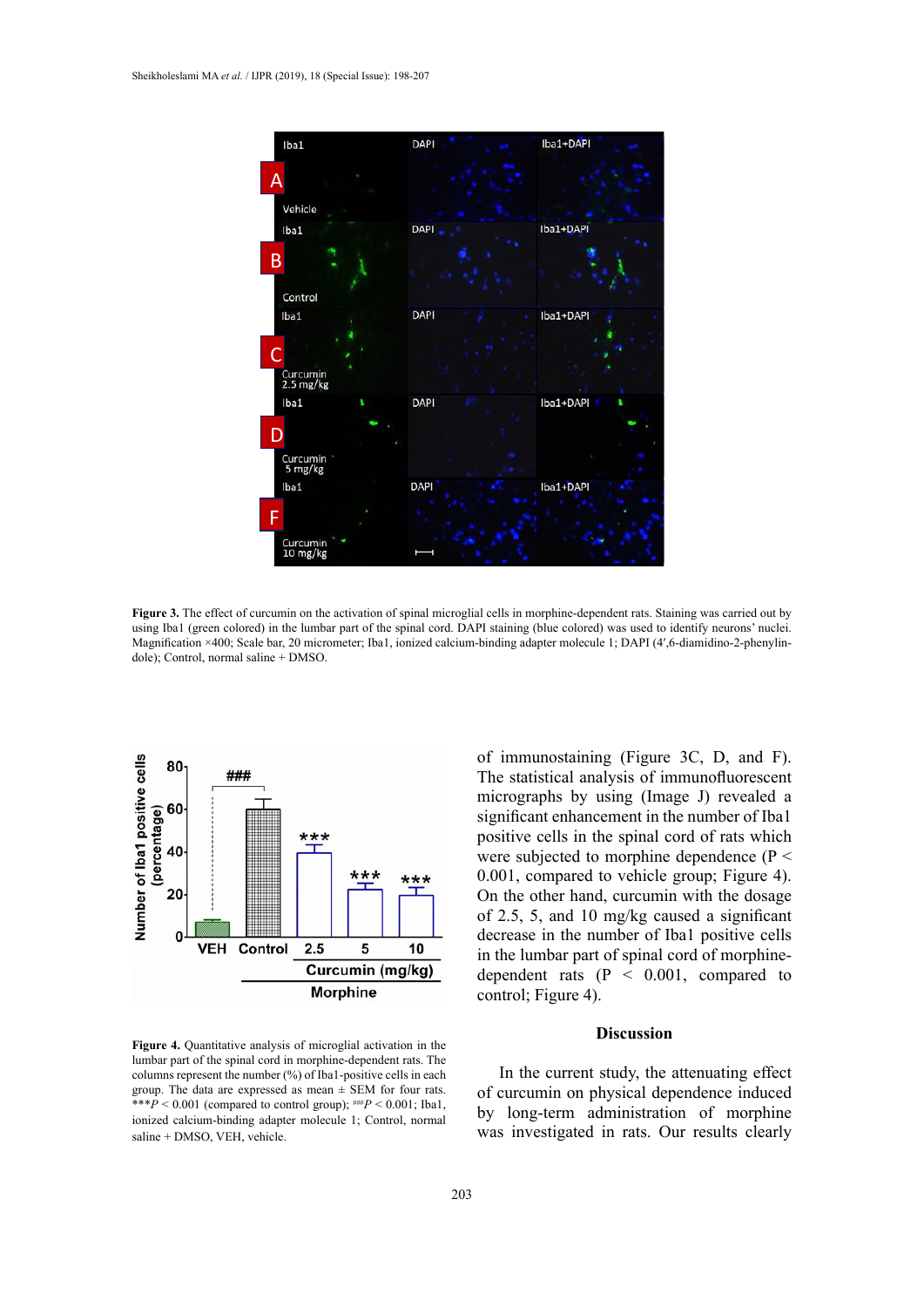**Figure 3.** The effect of curcumin on the activation of spinal microglial cells in morphine-dependent rats. Staining was carried out by using Iba1 (green colored) in the lumbar part of the spinal cord. DAPI staining (blue colored) was used to identify neurons' nuclei. Magnification ×400; Scale bar, 20 micrometer; Iba1, ionized calcium-binding adapter molecule 1; DAPI (4′,6-diamidino-2-phenylindole); Control, normal saline + DMSO.

**Figure 4.** Quantitative analysis of microglial activation in the lumbar part of the spinal cord in morphine-dependent rats. The columns represent the number (%) of Iba1-positive cells in each group. The data are expressed as mean ± SEM for four rats. ***$P < 0.001$ (compared to control group); ###$P < 0.001$; Iba1, ionized calcium-binding adapter molecule 1; Control, normal saline + DMSO, VEH, vehicle.

of immunostaining (Figure 3C, D, and F). The statistical analysis of immunofluorescent micrographs by using (Image J) revealed a significant enhancement in the number of Iba1 positive cells in the spinal cord of rats which were subjected to morphine dependence ($P < 0.001$, compared to vehicle group; Figure 4). On the other hand, curcumin with the dosage of 2.5, 5, and 10 mg/kg caused a significant decrease in the number of Iba1 positive cells in the lumbar part of spinal cord of morphine-dependent rats ($P < 0.001$, compared to control; Figure 4).

## Discussion

In the current study, the attenuating effect of curcumin on physical dependence induced by long-term administration of morphine was investigated in rats. Our results clearly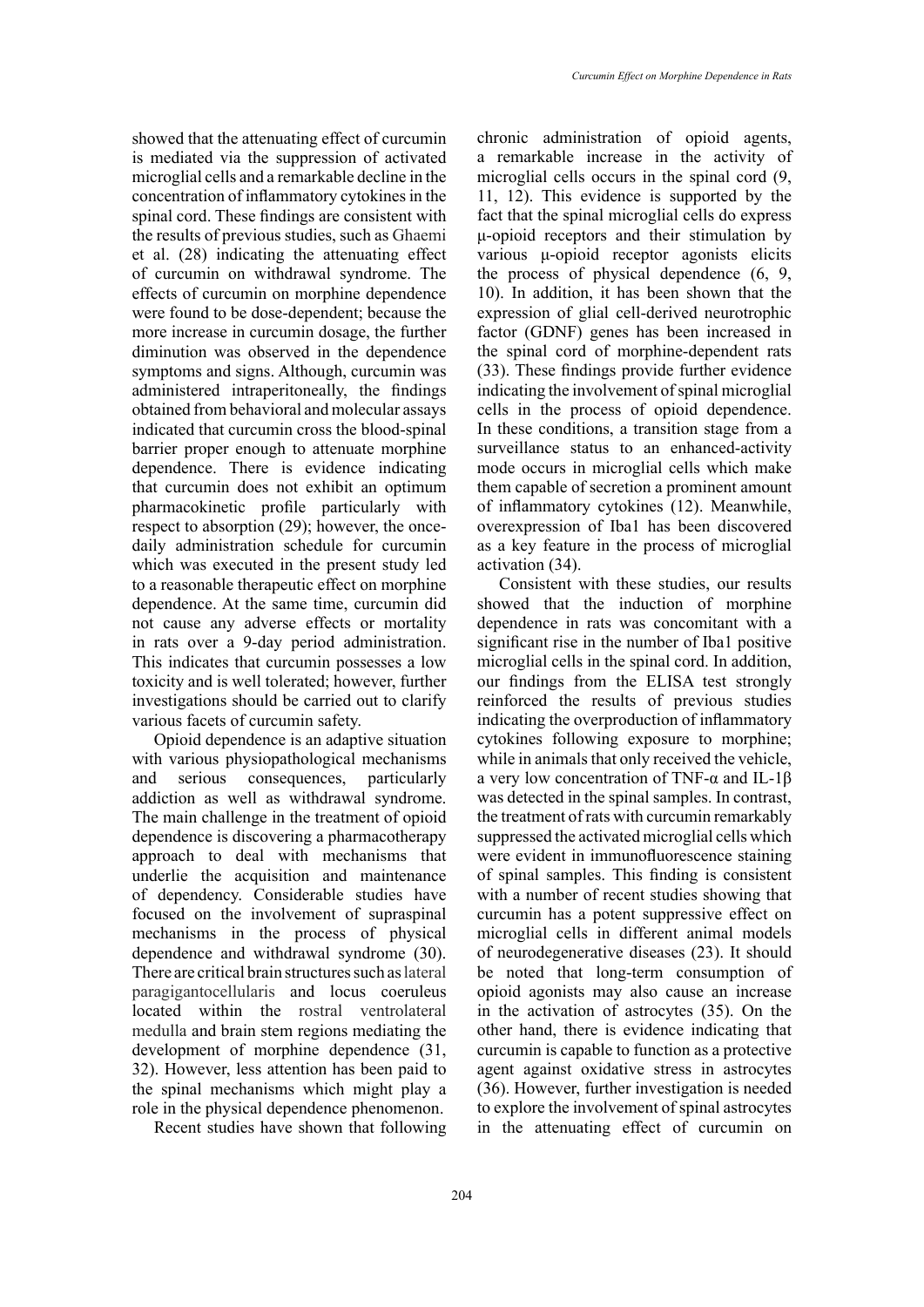showed that the attenuating effect of curcumin is mediated via the suppression of activated microglial cells and a remarkable decline in the concentration of inflammatory cytokines in the spinal cord. These findings are consistent with the results of previous studies, such as Ghaemi et al. (28) indicating the attenuating effect of curcumin on withdrawal syndrome. The effects of curcumin on morphine dependence were found to be dose-dependent; because the more increase in curcumin dosage, the further diminution was observed in the dependence symptoms and signs. Although, curcumin was administered intraperitoneally, the findings obtained from behavioral and molecular assays indicated that curcumin cross the blood-spinal barrier proper enough to attenuate morphine dependence. There is evidence indicating that curcumin does not exhibit an optimum pharmacokinetic profile particularly with respect to absorption (29); however, the once-daily administration schedule for curcumin which was executed in the present study led to a reasonable therapeutic effect on morphine dependence. At the same time, curcumin did not cause any adverse effects or mortality in rats over a 9-day period administration. This indicates that curcumin possesses a low toxicity and is well tolerated; however, further investigations should be carried out to clarify various facets of curcumin safety.

Opioid dependence is an adaptive situation with various physiopathological mechanisms and serious consequences, particularly addiction as well as withdrawal syndrome. The main challenge in the treatment of opioid dependence is discovering a pharmacotherapy approach to deal with mechanisms that underlie the acquisition and maintenance of dependency. Considerable studies have focused on the involvement of supraspinal mechanisms in the process of physical dependence and withdrawal syndrome (30). There are critical brain structures such as lateral paragigantocellularis and locus coeruleus located within the rostral ventrolateral medulla and brain stem regions mediating the development of morphine dependence (31, 32). However, less attention has been paid to the spinal mechanisms which might play a role in the physical dependence phenomenon.

Recent studies have shown that following chronic administration of opioid agents, a remarkable increase in the activity of microglial cells occurs in the spinal cord (9, 11, 12). This evidence is supported by the fact that the spinal microglial cells do express μ-opioid receptors and their stimulation by various μ-opioid receptor agonists elicits the process of physical dependence (6, 9, 10). In addition, it has been shown that the expression of glial cell-derived neurotrophic factor (GDNF) genes has been increased in the spinal cord of morphine-dependent rats (33). These findings provide further evidence indicating the involvement of spinal microglial cells in the process of opioid dependence. In these conditions, a transition stage from a surveillance status to an enhanced-activity mode occurs in microglial cells which make them capable of secretion a prominent amount of inflammatory cytokines (12). Meanwhile, overexpression of Iba1 has been discovered as a key feature in the process of microglial activation (34).

Consistent with these studies, our results showed that the induction of morphine dependence in rats was concomitant with a significant rise in the number of Iba1 positive microglial cells in the spinal cord. In addition, our findings from the ELISA test strongly reinforced the results of previous studies indicating the overproduction of inflammatory cytokines following exposure to morphine; while in animals that only received the vehicle, a very low concentration of TNF-α and IL-1β was detected in the spinal samples. In contrast, the treatment of rats with curcumin remarkably suppressed the activated microglial cells which were evident in immunofluorescence staining of spinal samples. This finding is consistent with a number of recent studies showing that curcumin has a potent suppressive effect on microglial cells in different animal models of neurodegenerative diseases (23). It should be noted that long-term consumption of opioid agonists may also cause an increase in the activation of astrocytes (35). On the other hand, there is evidence indicating that curcumin is capable to function as a protective agent against oxidative stress in astrocytes (36). However, further investigation is needed to explore the involvement of spinal astrocytes in the attenuating effect of curcumin on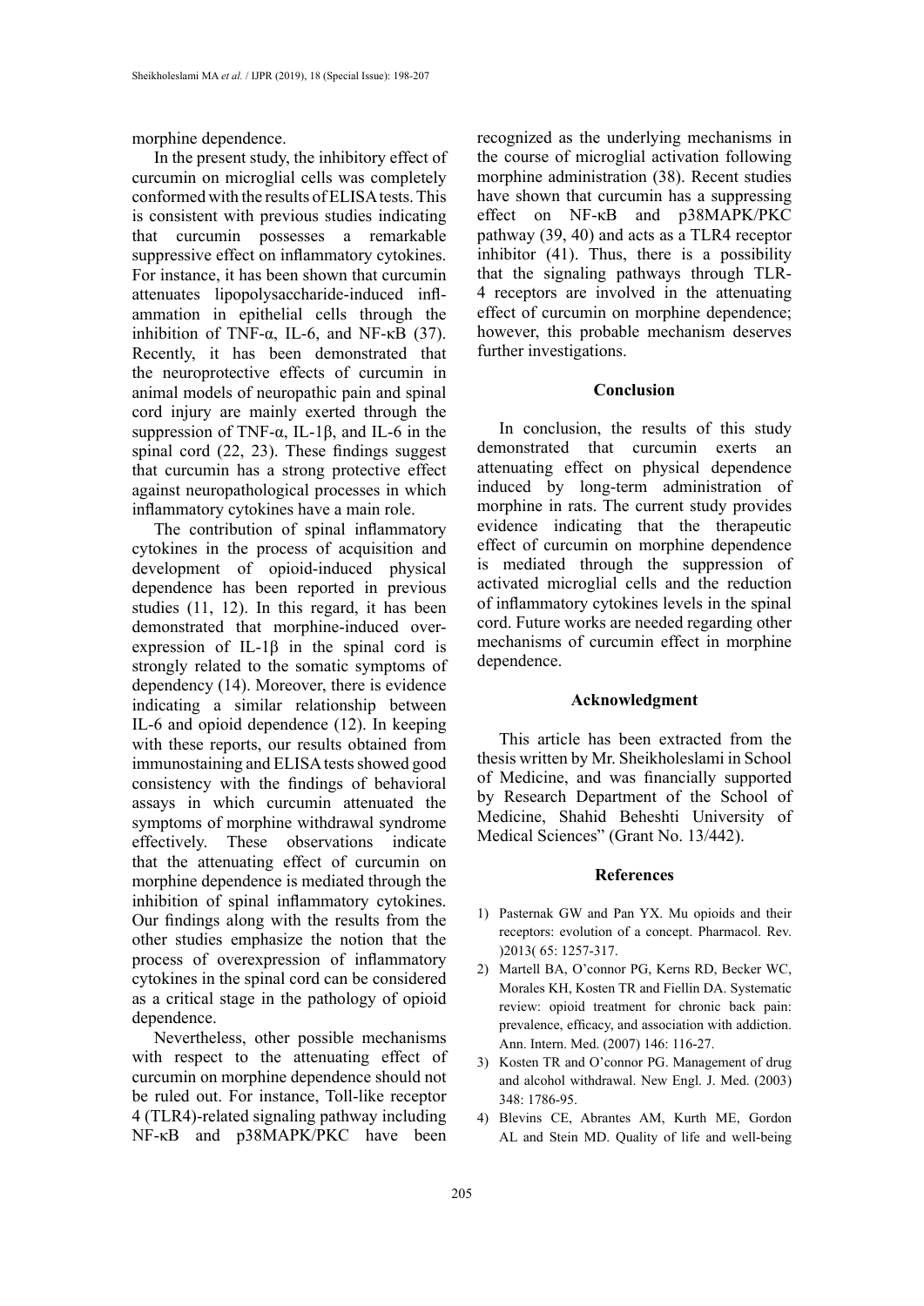morphine dependence.

In the present study, the inhibitory effect of curcumin on microglial cells was completely conformed with the results of ELISA tests. This is consistent with previous studies indicating that curcumin possesses a remarkable suppressive effect on inflammatory cytokines. For instance, it has been shown that curcumin attenuates lipopolysaccharide-induced inflammation in epithelial cells through the inhibition of TNF-α, IL-6, and NF-κB (37). Recently, it has been demonstrated that the neuroprotective effects of curcumin in animal models of neuropathic pain and spinal cord injury are mainly exerted through the suppression of TNF-α, IL-1β, and IL-6 in the spinal cord (22, 23). These findings suggest that curcumin has a strong protective effect against neuropathological processes in which inflammatory cytokines have a main role.

The contribution of spinal inflammatory cytokines in the process of acquisition and development of opioid-induced physical dependence has been reported in previous studies (11, 12). In this regard, it has been demonstrated that morphine-induced overexpression of IL-1β in the spinal cord is strongly related to the somatic symptoms of dependency (14). Moreover, there is evidence indicating a similar relationship between IL-6 and opioid dependence (12). In keeping with these reports, our results obtained from immunostaining and ELISA tests showed good consistency with the findings of behavioral assays in which curcumin attenuated the symptoms of morphine withdrawal syndrome effectively. These observations indicate that the attenuating effect of curcumin on morphine dependence is mediated through the inhibition of spinal inflammatory cytokines. Our findings along with the results from the other studies emphasize the notion that the process of overexpression of inflammatory cytokines in the spinal cord can be considered as a critical stage in the pathology of opioid dependence.

Nevertheless, other possible mechanisms with respect to the attenuating effect of curcumin on morphine dependence should not be ruled out. For instance, Toll-like receptor 4 (TLR4)-related signaling pathway including NF-κB and p38MAPK/PKC have been recognized as the underlying mechanisms in the course of microglial activation following morphine administration (38). Recent studies have shown that curcumin has a suppressing effect on NF-κB and p38MAPK/PKC pathway (39, 40) and acts as a TLR4 receptor inhibitor (41). Thus, there is a possibility that the signaling pathways through TLR-4 receptors are involved in the attenuating effect of curcumin on morphine dependence; however, this probable mechanism deserves further investigations.

## Conclusion

In conclusion, the results of this study demonstrated that curcumin exerts an attenuating effect on physical dependence induced by long-term administration of morphine in rats. The current study provides evidence indicating that the therapeutic effect of curcumin on morphine dependence is mediated through the suppression of activated microglial cells and the reduction of inflammatory cytokines levels in the spinal cord. Future works are needed regarding other mechanisms of curcumin effect in morphine dependence.

## Acknowledgment

This article has been extracted from the thesis written by Mr. Sheikholeslami in School of Medicine, and was financially supported by Research Department of the School of Medicine, Shahid Beheshti University of Medical Sciences" (Grant No. 13/442).

## References

1) Pasternak GW and Pan YX. Mu opioids and their receptors: evolution of a concept. Pharmacol. Rev. )2013( 65: 1257-317.
2) Martell BA, O'connor PG, Kerns RD, Becker WC, Morales KH, Kosten TR and Fiellin DA. Systematic review: opioid treatment for chronic back pain: prevalence, efficacy, and association with addiction. Ann. Intern. Med. (2007) 146: 116-27.
3) Kosten TR and O'connor PG. Management of drug and alcohol withdrawal. New Engl. J. Med. (2003) 348: 1786-95.
4) Blevins CE, Abrantes AM, Kurth ME, Gordon AL and Stein MD. Quality of life and well-being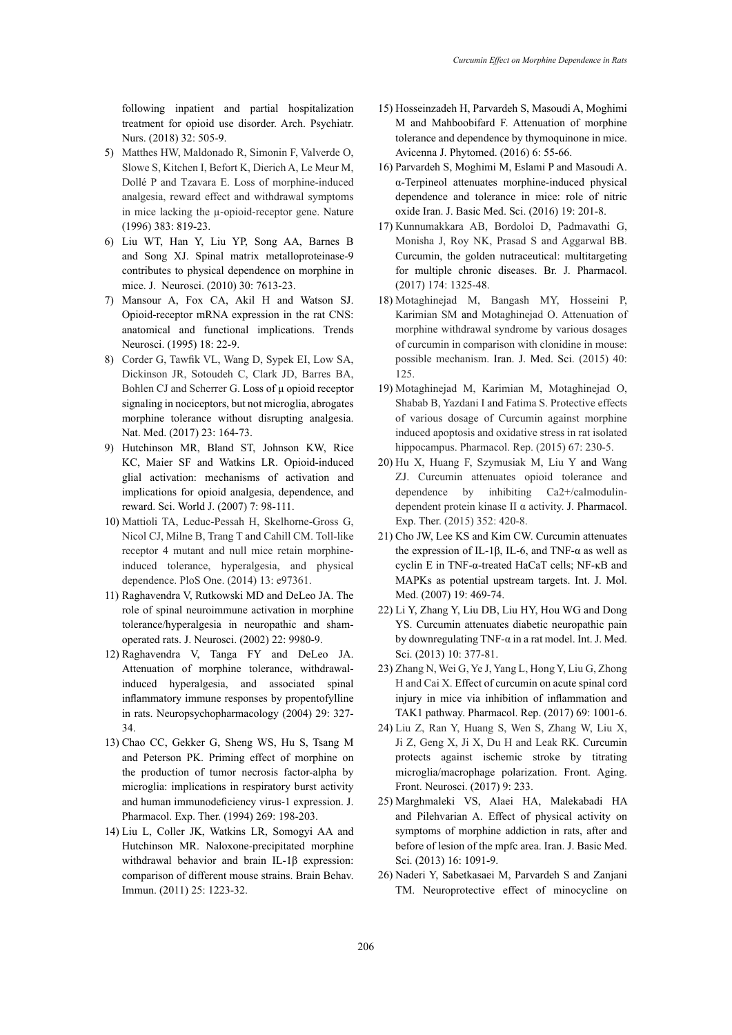following inpatient and partial hospitalization treatment for opioid use disorder. Arch. Psychiatr. Nurs. (2018) 32: 505-9.

5) Matthes HW, Maldonado R, Simonin F, Valverde O, Slowe S, Kitchen I, Befort K, Dierich A, Le Meur M, Dollé P and Tzavara E. Loss of morphine-induced analgesia, reward effect and withdrawal symptoms in mice lacking the μ-opioid-receptor gene. Nature (1996) 383: 819-23.
6) Liu WT, Han Y, Liu YP, Song AA, Barnes B and Song XJ. Spinal matrix metalloproteinase-9 contributes to physical dependence on morphine in mice. J. Neurosci. (2010) 30: 7613-23.
7) Mansour A, Fox CA, Akil H and Watson SJ. Opioid-receptor mRNA expression in the rat CNS: anatomical and functional implications. Trends Neurosci. (1995) 18: 22-9.
8) Corder G, Tawfik VL, Wang D, Sypek EI, Low SA, Dickinson JR, Sotoudeh C, Clark JD, Barres BA, Bohlen CJ and Scherrer G. Loss of μ opioid receptor signaling in nociceptors, but not microglia, abrogates morphine tolerance without disrupting analgesia. Nat. Med. (2017) 23: 164-73.
9) Hutchinson MR, Bland ST, Johnson KW, Rice KC, Maier SF and Watkins LR. Opioid-induced glial activation: mechanisms of activation and implications for opioid analgesia, dependence, and reward. Sci. World J. (2007) 7: 98-111.
10) Mattioli TA, Leduc-Pessah H, Skelhorne-Gross G, Nicol CJ, Milne B, Trang T and Cahill CM. Toll-like receptor 4 mutant and null mice retain morphine-induced tolerance, hyperalgesia, and physical dependence. PloS One. (2014) 13: e97361.
11) Raghavendra V, Rutkowski MD and DeLeo JA. The role of spinal neuroimmune activation in morphine tolerance/hyperalgesia in neuropathic and sham-operated rats. J. Neurosci. (2002) 22: 9980-9.
12) Raghavendra V, Tanga FY and DeLeo JA. Attenuation of morphine tolerance, withdrawal-induced hyperalgesia, and associated spinal inflammatory immune responses by propentofylline in rats. Neuropsychopharmacology (2004) 29: 327-34.
13) Chao CC, Gekker G, Sheng WS, Hu S, Tsang M and Peterson PK. Priming effect of morphine on the production of tumor necrosis factor-alpha by microglia: implications in respiratory burst activity and human immunodeficiency virus-1 expression. J. Pharmacol. Exp. Ther. (1994) 269: 198-203.
14) Liu L, Coller JK, Watkins LR, Somogyi AA and Hutchinson MR. Naloxone-precipitated morphine withdrawal behavior and brain IL-1β expression: comparison of different mouse strains. Brain Behav. Immun. (2011) 25: 1223-32.
15) Hosseinzadeh H, Parvardeh S, Masoudi A, Moghimi M and Mahboobifard F. Attenuation of morphine tolerance and dependence by thymoquinone in mice. Avicenna J. Phytomed. (2016) 6: 55-66.
16) Parvardeh S, Moghimi M, Eslami P and Masoudi A. α-Terpineol attenuates morphine-induced physical dependence and tolerance in mice: role of nitric oxide Iran. J. Basic Med. Sci. (2016) 19: 201-8.
17) Kunnumakkara AB, Bordoloi D, Padmavathi G, Monisha J, Roy NK, Prasad S and Aggarwal BB. Curcumin, the golden nutraceutical: multitargeting for multiple chronic diseases. Br. J. Pharmacol. (2017) 174: 1325-48.
18) Motaghinejad M, Bangash MY, Hosseini P, Karimian SM and Motaghinejad O. Attenuation of morphine withdrawal syndrome by various dosages of curcumin in comparison with clonidine in mouse: possible mechanism. Iran. J. Med. Sci. (2015) 40: 125.
19) Motaghinejad M, Karimian M, Motaghinejad O, Shabab B, Yazdani I and Fatima S. Protective effects of various dosage of Curcumin against morphine induced apoptosis and oxidative stress in rat isolated hippocampus. Pharmacol. Rep. (2015) 67: 230-5.
20) Hu X, Huang F, Szymusiak M, Liu Y and Wang ZJ. Curcumin attenuates opioid tolerance and dependence by inhibiting Ca2+/calmodulin-dependent protein kinase II α activity. J. Pharmacol. Exp. Ther. (2015) 352: 420-8.
21) Cho JW, Lee KS and Kim CW. Curcumin attenuates the expression of IL-1β, IL-6, and TNF-α as well as cyclin E in TNF-α-treated HaCaT cells; NF-κB and MAPKs as potential upstream targets. Int. J. Mol. Med. (2007) 19: 469-74.
22) Li Y, Zhang Y, Liu DB, Liu HY, Hou WG and Dong YS. Curcumin attenuates diabetic neuropathic pain by downregulating TNF-α in a rat model. Int. J. Med. Sci. (2013) 10: 377-81.
23) Zhang N, Wei G, Ye J, Yang L, Hong Y, Liu G, Zhong H and Cai X. Effect of curcumin on acute spinal cord injury in mice via inhibition of inflammation and TAK1 pathway. Pharmacol. Rep. (2017) 69: 1001-6.
24) Liu Z, Ran Y, Huang S, Wen S, Zhang W, Liu X, Ji Z, Geng X, Ji X, Du H and Leak RK. Curcumin protects against ischemic stroke by titrating microglia/macrophage polarization. Front. Aging. Front. Neurosci. (2017) 9: 233.
25) Marghmaleki VS, Alaei HA, Malekabadi HA and Pilehvarian A. Effect of physical activity on symptoms of morphine addiction in rats, after and before of lesion of the mpfc area. Iran. J. Basic Med. Sci. (2013) 16: 1091-9.
26) Naderi Y, Sabetkasaei M, Parvardeh S and Zanjani TM. Neuroprotective effect of minocycline on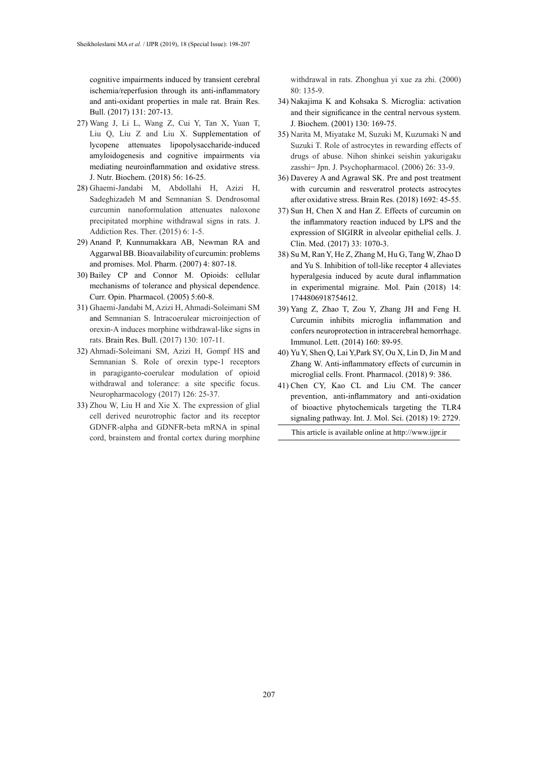cognitive impairments induced by transient cerebral ischemia/reperfusion through its anti-inflammatory and anti-oxidant properties in male rat. Brain Res. Bull. (2017) 131: 207-13.

27) Wang J, Li L, Wang Z, Cui Y, Tan X, Yuan T, Liu Q, Liu Z and Liu X. Supplementation of lycopene attenuates lipopolysaccharide-induced amyloidogenesis and cognitive impairments via mediating neuroinflammation and oxidative stress. J. Nutr. Biochem. (2018) 56: 16-25.
28) Ghaemi-Jandabi M, Abdollahi H, Azizi H, Sadeghizadeh M and Semnanian S. Dendrosomal curcumin nanoformulation attenuates naloxone precipitated morphine withdrawal signs in rats. J. Addiction Res. Ther. (2015) 6: 1-5.
29) Anand P, Kunnumakkara AB, Newman RA and Aggarwal BB. Bioavailability of curcumin: problems and promises. Mol. Pharm. (2007) 4: 807-18.
30) Bailey CP and Connor M. Opioids: cellular mechanisms of tolerance and physical dependence. Curr. Opin. Pharmacol. (2005) 5:60-8.
31) Ghaemi-Jandabi M, Azizi H, Ahmadi-Soleimani SM and Semnanian S. Intracoerulear microinjection of orexin-A induces morphine withdrawal-like signs in rats. Brain Res. Bull. (2017) 130: 107-11.
32) Ahmadi-Soleimani SM, Azizi H, Gompf HS and Semnanian S. Role of orexin type-1 receptors in paragiganto-coerulear modulation of opioid withdrawal and tolerance: a site specific focus. Neuropharmacology (2017) 126: 25-37.
33) Zhou W, Liu H and Xie X. The expression of glial cell derived neurotrophic factor and its receptor GDNFR-alpha and GDNFR-beta mRNA in spinal cord, brainstem and frontal cortex during morphine withdrawal in rats. Zhonghua yi xue za zhi. (2000) 80: 135-9.
34) Nakajima K and Kohsaka S. Microglia: activation and their significance in the central nervous system. J. Biochem. (2001) 130: 169-75.
35) Narita M, Miyatake M, Suzuki M, Kuzumaki N and Suzuki T. Role of astrocytes in rewarding effects of drugs of abuse. Nihon shinkei seishin yakurigaku zasshi= Jpn. J. Psychopharmacol. (2006) 26: 33-9.
36) Daverey A and Agrawal SK. Pre and post treatment with curcumin and resveratrol protects astrocytes after oxidative stress. Brain Res. (2018) 1692: 45-55.
37) Sun H, Chen X and Han Z. Effects of curcumin on the inflammatory reaction induced by LPS and the expression of SIGIRR in alveolar epithelial cells. J. Clin. Med. (2017) 33: 1070-3.
38) Su M, Ran Y, He Z, Zhang M, Hu G, Tang W, Zhao D and Yu S. Inhibition of toll-like receptor 4 alleviates hyperalgesia induced by acute dural inflammation in experimental migraine. Mol. Pain (2018) 14: 1744806918754612.
39) Yang Z, Zhao T, Zou Y, Zhang JH and Feng H. Curcumin inhibits microglia inflammation and confers neuroprotection in intracerebral hemorrhage. Immunol. Lett. (2014) 160: 89-95.
40) Yu Y, Shen Q, Lai Y,Park SY, Ou X, Lin D, Jin M and Zhang W. Anti-inflammatory effects of curcumin in microglial cells. Front. Pharmacol. (2018) 9: 386.
41) Chen CY, Kao CL and Liu CM. The cancer prevention, anti-inflammatory and anti-oxidation of bioactive phytochemicals targeting the TLR4 signaling pathway. Int. J. Mol. Sci. (2018) 19: 2729.

This article is available online at http://www.ijpr.ir